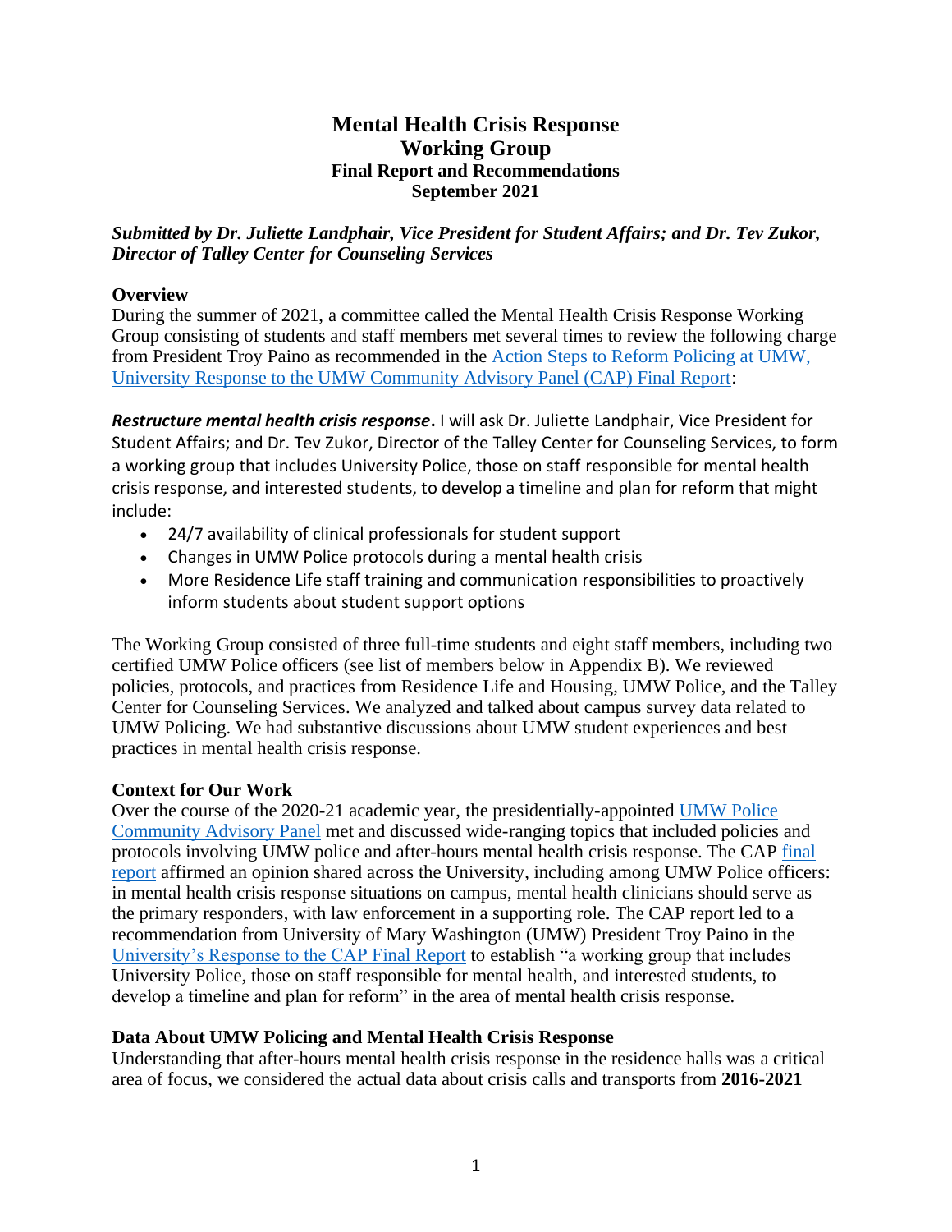# Mental Health Crisis Response Working Group

## Final Report and Recommendations

## September 2021

***Submitted by Dr. Juliette Landphair, Vice President for Student Affairs; and Dr. Tev Zukor, Director of Talley Center for Counseling Services***

### Overview

During the summer of 2021, a committee called the Mental Health Crisis Response Working Group consisting of students and staff members met several times to review the following charge from President Troy Paino as recommended in the Action Steps to Reform Policing at UMW, University Response to the UMW Community Advisory Panel (CAP) Final Report:

***Restructure mental health crisis response***. I will ask Dr. Juliette Landphair, Vice President for Student Affairs; and Dr. Tev Zukor, Director of the Talley Center for Counseling Services, to form a working group that includes University Police, those on staff responsible for mental health crisis response, and interested students, to develop a timeline and plan for reform that might include:

- 24/7 availability of clinical professionals for student support
- Changes in UMW Police protocols during a mental health crisis
- More Residence Life staff training and communication responsibilities to proactively inform students about student support options

The Working Group consisted of three full-time students and eight staff members, including two certified UMW Police officers (see list of members below in Appendix B). We reviewed policies, protocols, and practices from Residence Life and Housing, UMW Police, and the Talley Center for Counseling Services. We analyzed and talked about campus survey data related to UMW Policing. We had substantive discussions about UMW student experiences and best practices in mental health crisis response.

### Context for Our Work

Over the course of the 2020-21 academic year, the presidentially-appointed UMW Police Community Advisory Panel met and discussed wide-ranging topics that included policies and protocols involving UMW police and after-hours mental health crisis response. The CAP final report affirmed an opinion shared across the University, including among UMW Police officers: in mental health crisis response situations on campus, mental health clinicians should serve as the primary responders, with law enforcement in a supporting role. The CAP report led to a recommendation from University of Mary Washington (UMW) President Troy Paino in the University's Response to the CAP Final Report to establish "a working group that includes University Police, those on staff responsible for mental health, and interested students, to develop a timeline and plan for reform" in the area of mental health crisis response.

### Data About UMW Policing and Mental Health Crisis Response

Understanding that after-hours mental health crisis response in the residence halls was a critical area of focus, we considered the actual data about crisis calls and transports from **2016-2021**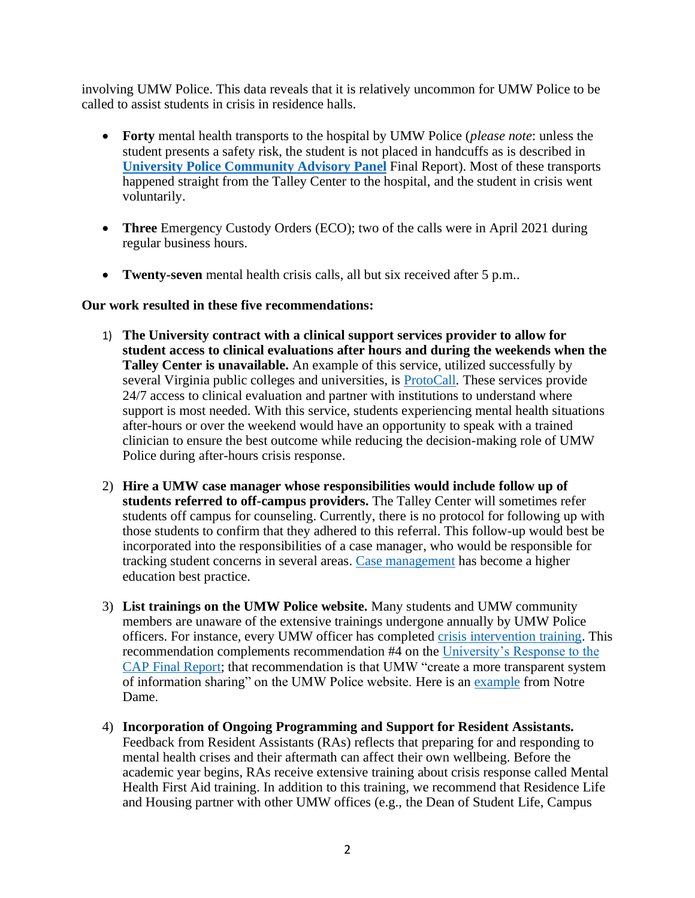involving UMW Police. This data reveals that it is relatively uncommon for UMW Police to be called to assist students in crisis in residence halls.

- **Forty** mental health transports to the hospital by UMW Police (*please note*: unless the student presents a safety risk, the student is not placed in handcuffs as is described in **University Police Community Advisory Panel** Final Report). Most of these transports happened straight from the Talley Center to the hospital, and the student in crisis went voluntarily.

- **Three** Emergency Custody Orders (ECO); two of the calls were in April 2021 during regular business hours.

- **Twenty-seven** mental health crisis calls, all but six received after 5 p.m..

**Our work resulted in these five recommendations:**

1) **The University contract with a clinical support services provider to allow for student access to clinical evaluations after hours and during the weekends when the Talley Center is unavailable.** An example of this service, utilized successfully by several Virginia public colleges and universities, is ProtoCall. These services provide 24/7 access to clinical evaluation and partner with institutions to understand where support is most needed. With this service, students experiencing mental health situations after-hours or over the weekend would have an opportunity to speak with a trained clinician to ensure the best outcome while reducing the decision-making role of UMW Police during after-hours crisis response.

2) **Hire a UMW case manager whose responsibilities would include follow up of students referred to off-campus providers.** The Talley Center will sometimes refer students off campus for counseling. Currently, there is no protocol for following up with those students to confirm that they adhered to this referral. This follow-up would best be incorporated into the responsibilities of a case manager, who would be responsible for tracking student concerns in several areas. Case management has become a higher education best practice.

3) **List trainings on the UMW Police website.** Many students and UMW community members are unaware of the extensive trainings undergone annually by UMW Police officers. For instance, every UMW officer has completed crisis intervention training. This recommendation complements recommendation #4 on the University's Response to the CAP Final Report; that recommendation is that UMW "create a more transparent system of information sharing" on the UMW Police website. Here is an example from Notre Dame.

4) **Incorporation of Ongoing Programming and Support for Resident Assistants.** Feedback from Resident Assistants (RAs) reflects that preparing for and responding to mental health crises and their aftermath can affect their own wellbeing. Before the academic year begins, RAs receive extensive training about crisis response called Mental Health First Aid training. In addition to this training, we recommend that Residence Life and Housing partner with other UMW offices (e.g., the Dean of Student Life, Campus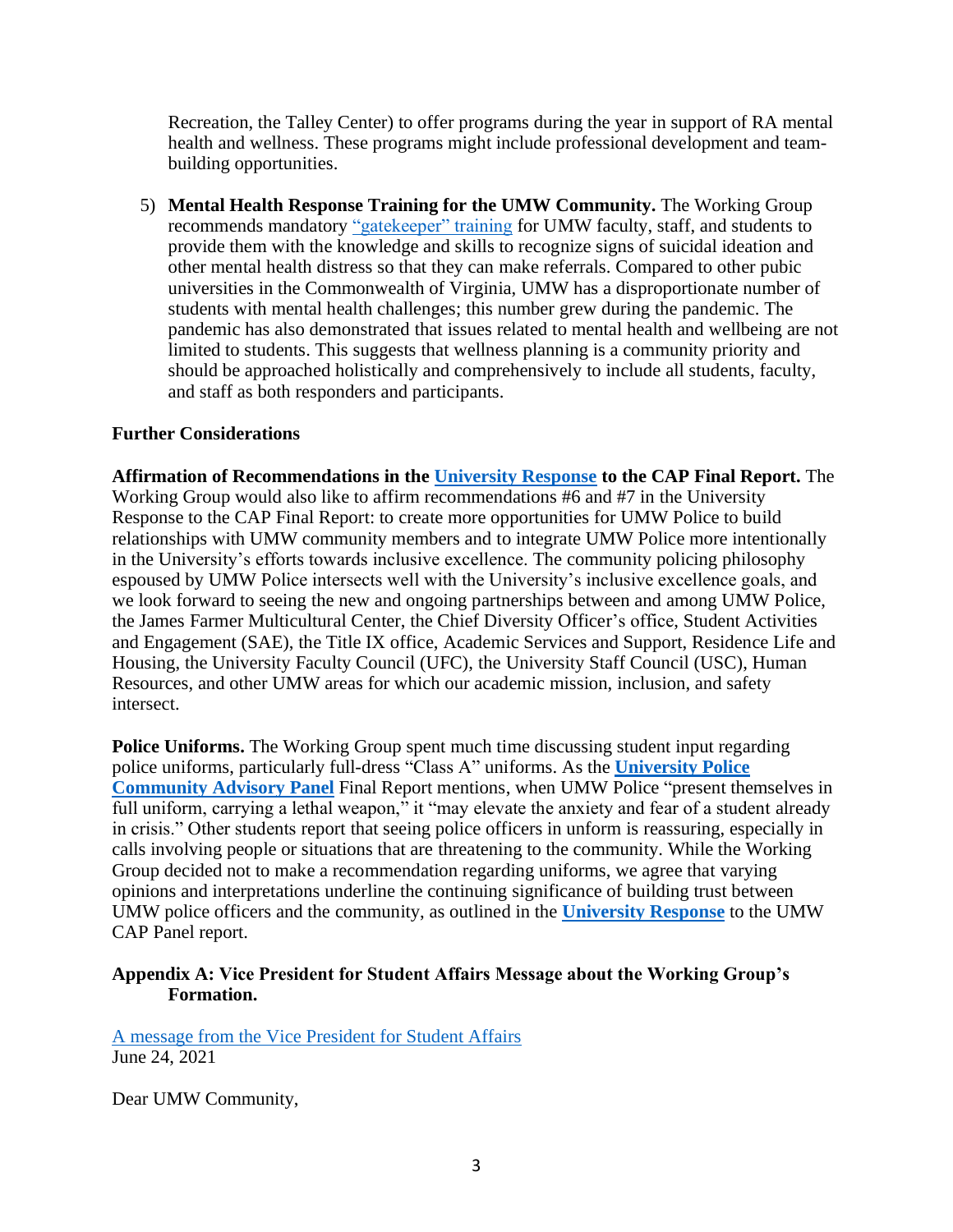Recreation, the Talley Center) to offer programs during the year in support of RA mental health and wellness. These programs might include professional development and team-building opportunities.

5) **Mental Health Response Training for the UMW Community.** The Working Group recommends mandatory "gatekeeper" training for UMW faculty, staff, and students to provide them with the knowledge and skills to recognize signs of suicidal ideation and other mental health distress so that they can make referrals. Compared to other pubic universities in the Commonwealth of Virginia, UMW has a disproportionate number of students with mental health challenges; this number grew during the pandemic. The pandemic has also demonstrated that issues related to mental health and wellbeing are not limited to students. This suggests that wellness planning is a community priority and should be approached holistically and comprehensively to include all students, faculty, and staff as both responders and participants.

**Further Considerations**

**Affirmation of Recommendations in the University Response to the CAP Final Report.** The Working Group would also like to affirm recommendations #6 and #7 in the University Response to the CAP Final Report: to create more opportunities for UMW Police to build relationships with UMW community members and to integrate UMW Police more intentionally in the University's efforts towards inclusive excellence. The community policing philosophy espoused by UMW Police intersects well with the University's inclusive excellence goals, and we look forward to seeing the new and ongoing partnerships between and among UMW Police, the James Farmer Multicultural Center, the Chief Diversity Officer's office, Student Activities and Engagement (SAE), the Title IX office, Academic Services and Support, Residence Life and Housing, the University Faculty Council (UFC), the University Staff Council (USC), Human Resources, and other UMW areas for which our academic mission, inclusion, and safety intersect.

**Police Uniforms.** The Working Group spent much time discussing student input regarding police uniforms, particularly full-dress "Class A" uniforms. As the **University Police Community Advisory Panel** Final Report mentions, when UMW Police "present themselves in full uniform, carrying a lethal weapon," it "may elevate the anxiety and fear of a student already in crisis." Other students report that seeing police officers in unform is reassuring, especially in calls involving people or situations that are threatening to the community. While the Working Group decided not to make a recommendation regarding uniforms, we agree that varying opinions and interpretations underline the continuing significance of building trust between UMW police officers and the community, as outlined in the **University Response** to the UMW CAP Panel report.

**Appendix A: Vice President for Student Affairs Message about the Working Group's Formation.**

A message from the Vice President for Student Affairs
June 24, 2021

Dear UMW Community,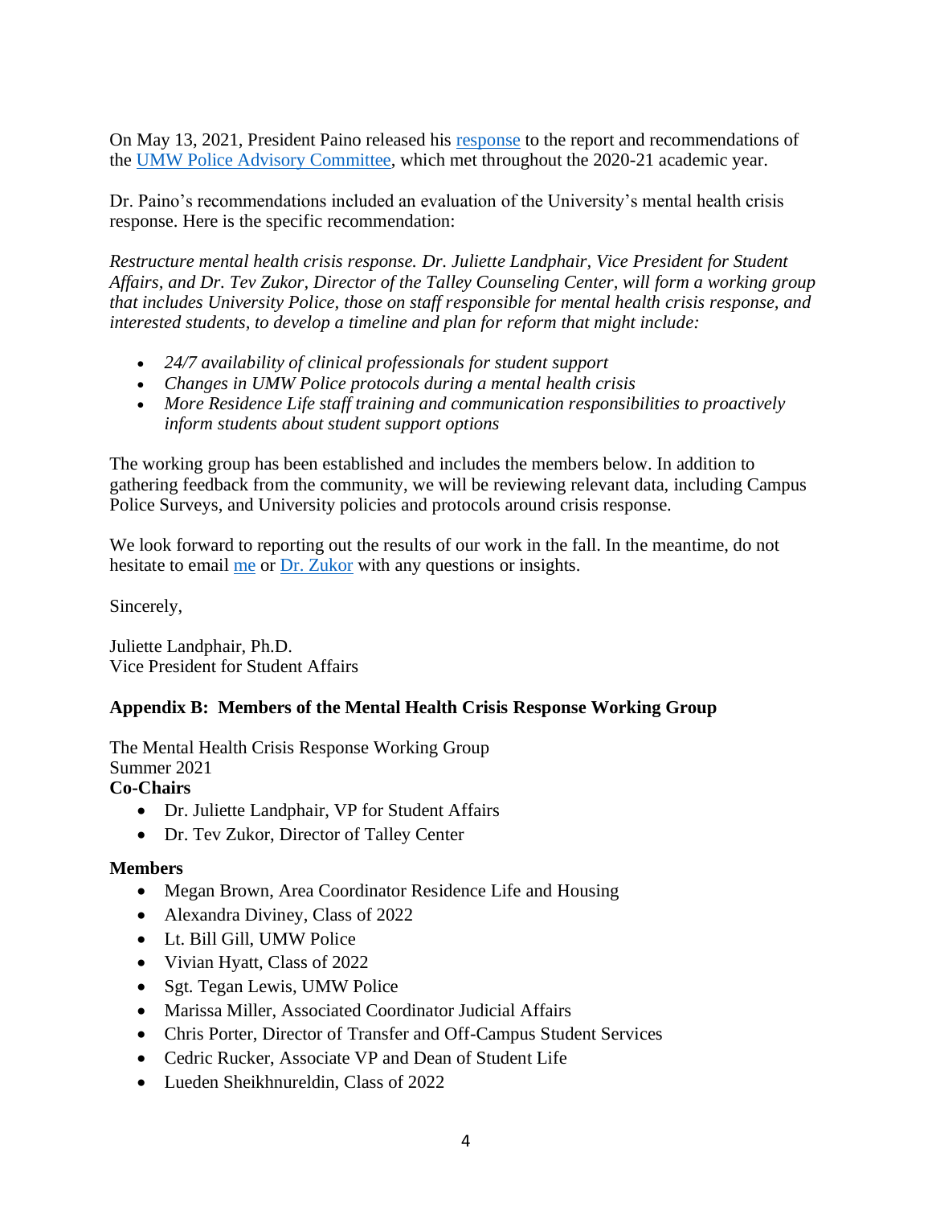On May 13, 2021, President Paino released his response to the report and recommendations of the UMW Police Advisory Committee, which met throughout the 2020-21 academic year.

Dr. Paino's recommendations included an evaluation of the University's mental health crisis response. Here is the specific recommendation:

*Restructure mental health crisis response. Dr. Juliette Landphair, Vice President for Student Affairs, and Dr. Tev Zukor, Director of the Talley Counseling Center, will form a working group that includes University Police, those on staff responsible for mental health crisis response, and interested students, to develop a timeline and plan for reform that might include:*

- *24/7 availability of clinical professionals for student support*
- *Changes in UMW Police protocols during a mental health crisis*
- *More Residence Life staff training and communication responsibilities to proactively inform students about student support options*

The working group has been established and includes the members below. In addition to gathering feedback from the community, we will be reviewing relevant data, including Campus Police Surveys, and University policies and protocols around crisis response.

We look forward to reporting out the results of our work in the fall. In the meantime, do not hesitate to email me or Dr. Zukor with any questions or insights.

Sincerely,

Juliette Landphair, Ph.D.
Vice President for Student Affairs

## Appendix B: Members of the Mental Health Crisis Response Working Group

The Mental Health Crisis Response Working Group
Summer 2021

**Co-Chairs**

- Dr. Juliette Landphair, VP for Student Affairs
- Dr. Tev Zukor, Director of Talley Center

**Members**

- Megan Brown, Area Coordinator Residence Life and Housing
- Alexandra Diviney, Class of 2022
- Lt. Bill Gill, UMW Police
- Vivian Hyatt, Class of 2022
- Sgt. Tegan Lewis, UMW Police
- Marissa Miller, Associated Coordinator Judicial Affairs
- Chris Porter, Director of Transfer and Off-Campus Student Services
- Cedric Rucker, Associate VP and Dean of Student Life
- Lueden Sheikhnureldin, Class of 2022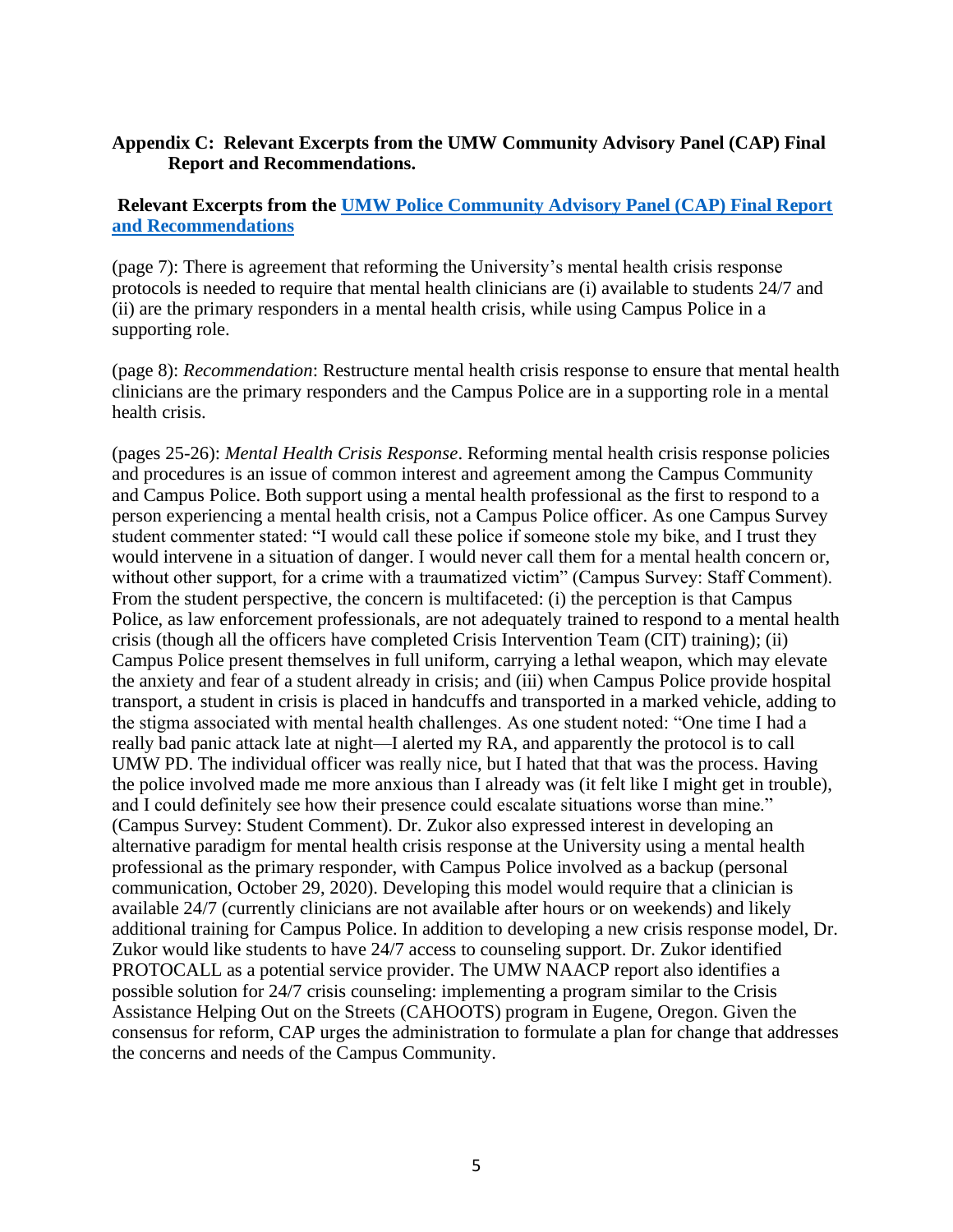## Appendix C: Relevant Excerpts from the UMW Community Advisory Panel (CAP) Final Report and Recommendations.

**Relevant Excerpts from the [UMW Police Community Advisory Panel (CAP) Final Report and Recommendations]()**

(page 7): There is agreement that reforming the University's mental health crisis response protocols is needed to require that mental health clinicians are (i) available to students 24/7 and (ii) are the primary responders in a mental health crisis, while using Campus Police in a supporting role.

(page 8): *Recommendation*: Restructure mental health crisis response to ensure that mental health clinicians are the primary responders and the Campus Police are in a supporting role in a mental health crisis.

(pages 25-26): *Mental Health Crisis Response*. Reforming mental health crisis response policies and procedures is an issue of common interest and agreement among the Campus Community and Campus Police. Both support using a mental health professional as the first to respond to a person experiencing a mental health crisis, not a Campus Police officer. As one Campus Survey student commenter stated: "I would call these police if someone stole my bike, and I trust they would intervene in a situation of danger. I would never call them for a mental health concern or, without other support, for a crime with a traumatized victim" (Campus Survey: Staff Comment). From the student perspective, the concern is multifaceted: (i) the perception is that Campus Police, as law enforcement professionals, are not adequately trained to respond to a mental health crisis (though all the officers have completed Crisis Intervention Team (CIT) training); (ii) Campus Police present themselves in full uniform, carrying a lethal weapon, which may elevate the anxiety and fear of a student already in crisis; and (iii) when Campus Police provide hospital transport, a student in crisis is placed in handcuffs and transported in a marked vehicle, adding to the stigma associated with mental health challenges. As one student noted: "One time I had a really bad panic attack late at night—I alerted my RA, and apparently the protocol is to call UMW PD. The individual officer was really nice, but I hated that that was the process. Having the police involved made me more anxious than I already was (it felt like I might get in trouble), and I could definitely see how their presence could escalate situations worse than mine." (Campus Survey: Student Comment). Dr. Zukor also expressed interest in developing an alternative paradigm for mental health crisis response at the University using a mental health professional as the primary responder, with Campus Police involved as a backup (personal communication, October 29, 2020). Developing this model would require that a clinician is available 24/7 (currently clinicians are not available after hours or on weekends) and likely additional training for Campus Police. In addition to developing a new crisis response model, Dr. Zukor would like students to have 24/7 access to counseling support. Dr. Zukor identified PROTOCALL as a potential service provider. The UMW NAACP report also identifies a possible solution for 24/7 crisis counseling: implementing a program similar to the Crisis Assistance Helping Out on the Streets (CAHOOTS) program in Eugene, Oregon. Given the consensus for reform, CAP urges the administration to formulate a plan for change that addresses the concerns and needs of the Campus Community.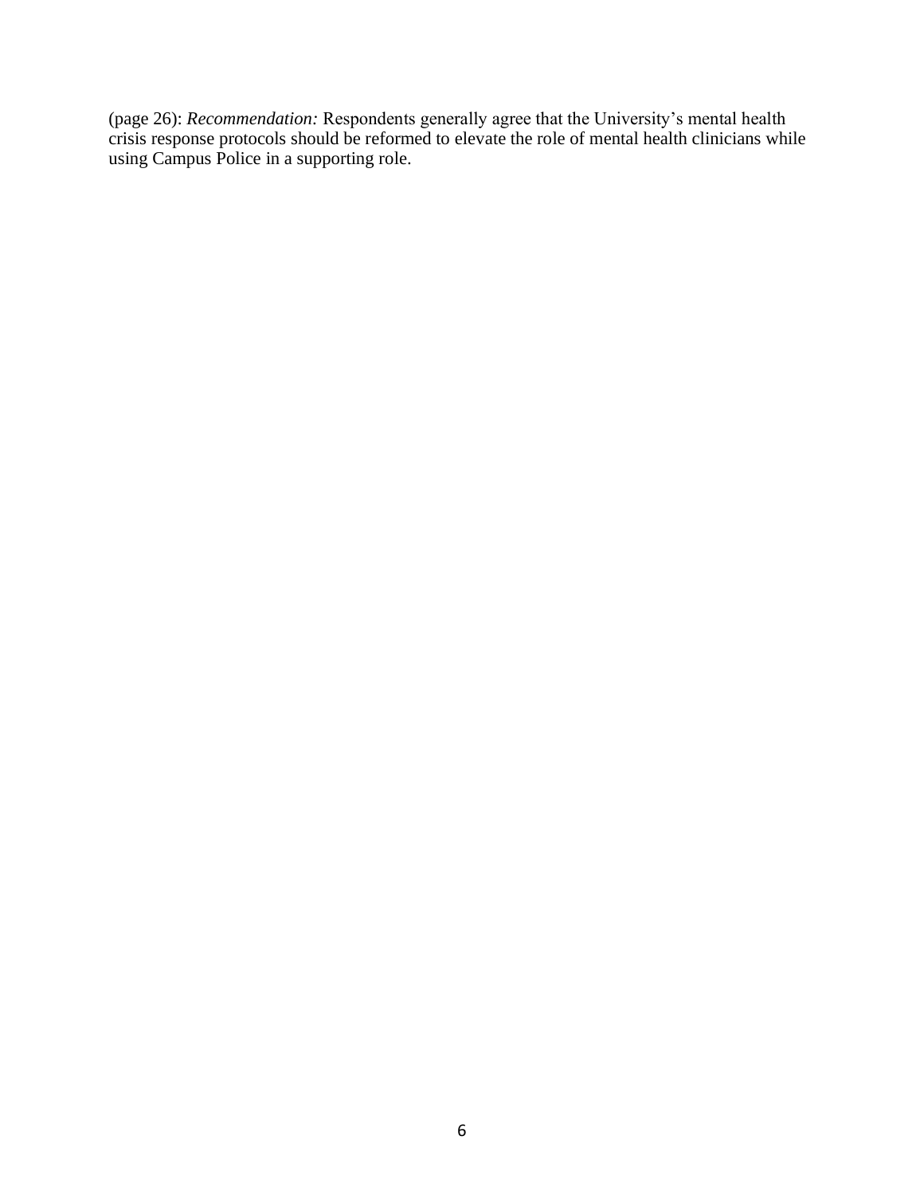(page 26): *Recommendation:* Respondents generally agree that the University's mental health crisis response protocols should be reformed to elevate the role of mental health clinicians while using Campus Police in a supporting role.